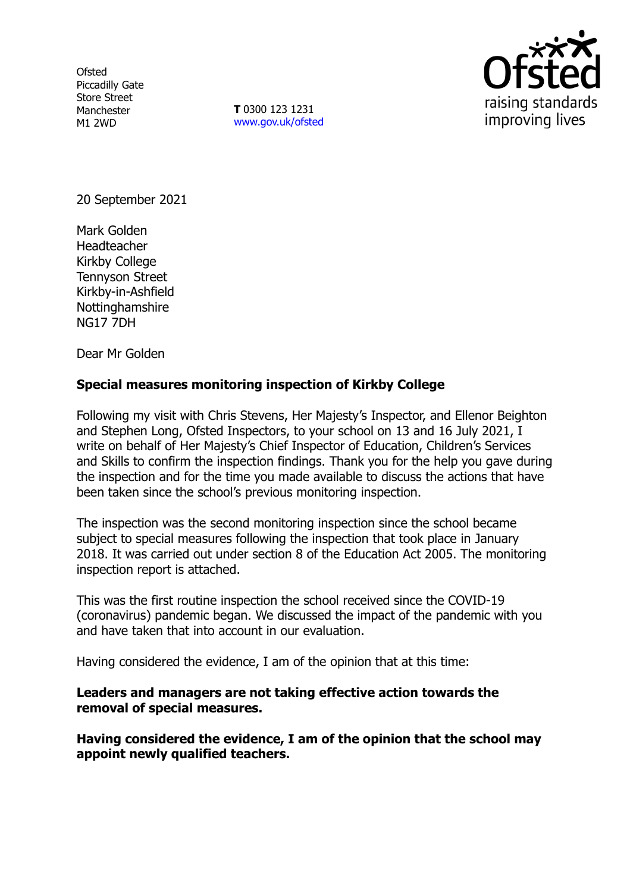Ofsted
Piccadilly Gate
Store Street
Manchester
M1 2WD

**T** 0300 123 1231
www.gov.uk/ofsted

20 September 2021

Mark Golden
Headteacher
Kirkby College
Tennyson Street
Kirkby-in-Ashfield
Nottinghamshire
NG17 7DH

Dear Mr Golden

**Special measures monitoring inspection of Kirkby College**

Following my visit with Chris Stevens, Her Majesty's Inspector, and Ellenor Beighton and Stephen Long, Ofsted Inspectors, to your school on 13 and 16 July 2021, I write on behalf of Her Majesty's Chief Inspector of Education, Children's Services and Skills to confirm the inspection findings. Thank you for the help you gave during the inspection and for the time you made available to discuss the actions that have been taken since the school's previous monitoring inspection.

The inspection was the second monitoring inspection since the school became subject to special measures following the inspection that took place in January 2018. It was carried out under section 8 of the Education Act 2005. The monitoring inspection report is attached.

This was the first routine inspection the school received since the COVID-19 (coronavirus) pandemic began. We discussed the impact of the pandemic with you and have taken that into account in our evaluation.

Having considered the evidence, I am of the opinion that at this time:

**Leaders and managers are not taking effective action towards the removal of special measures.**

**Having considered the evidence, I am of the opinion that the school may appoint newly qualified teachers.**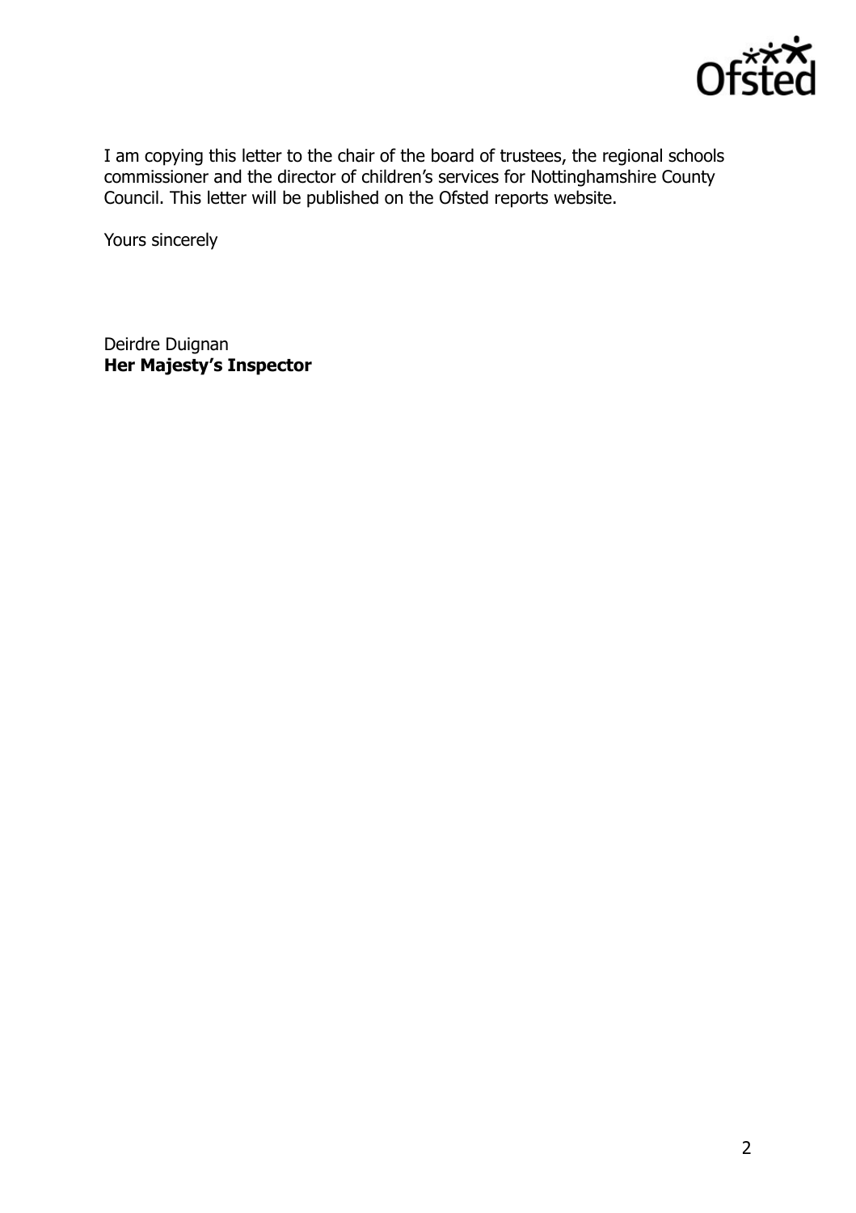I am copying this letter to the chair of the board of trustees, the regional schools commissioner and the director of children's services for Nottinghamshire County Council. This letter will be published on the Ofsted reports website.

Yours sincerely

Deirdre Duignan
**Her Majesty's Inspector**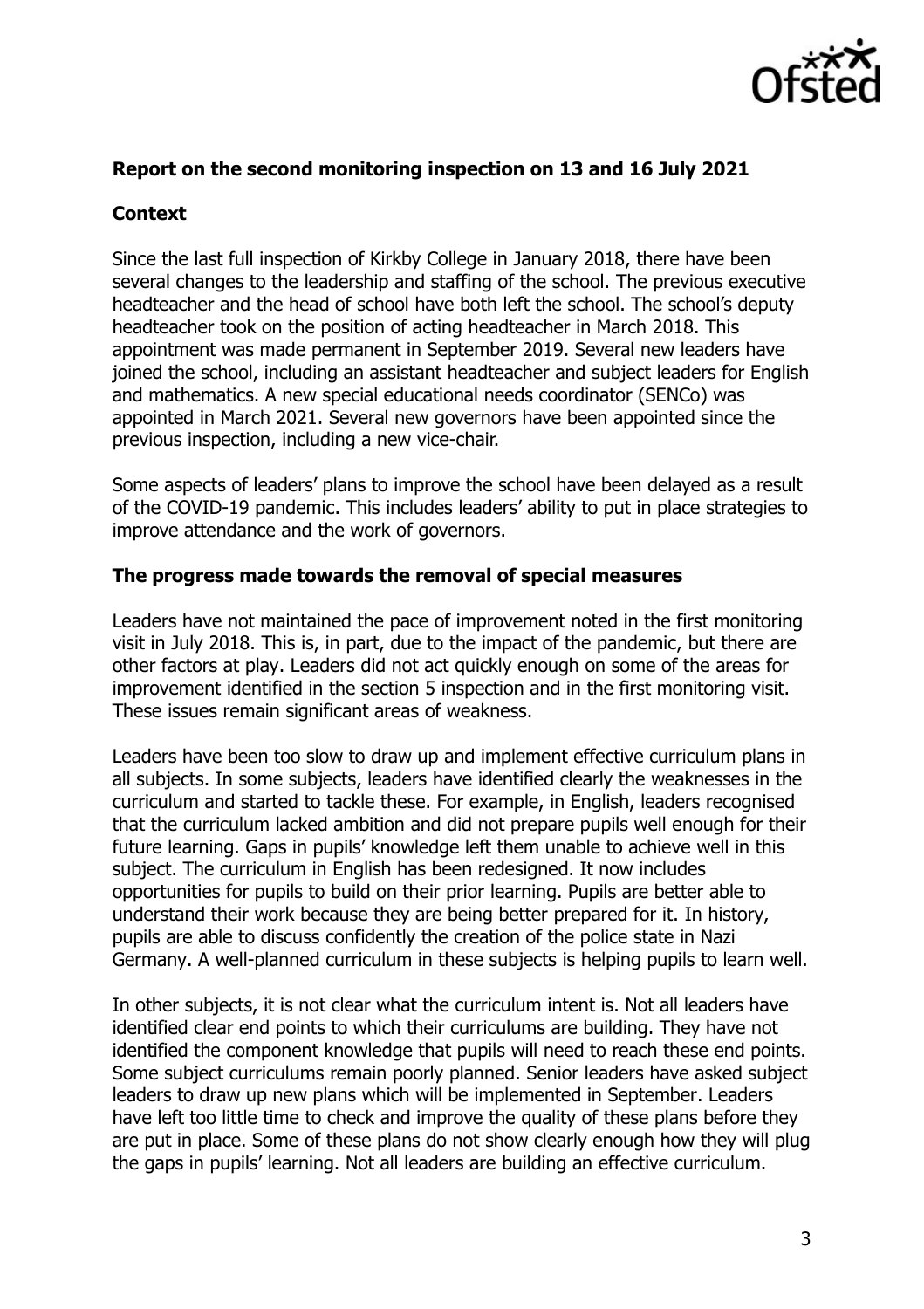## Report on the second monitoring inspection on 13 and 16 July 2021

### Context

Since the last full inspection of Kirkby College in January 2018, there have been several changes to the leadership and staffing of the school. The previous executive headteacher and the head of school have both left the school. The school's deputy headteacher took on the position of acting headteacher in March 2018. This appointment was made permanent in September 2019. Several new leaders have joined the school, including an assistant headteacher and subject leaders for English and mathematics. A new special educational needs coordinator (SENCo) was appointed in March 2021. Several new governors have been appointed since the previous inspection, including a new vice-chair.

Some aspects of leaders' plans to improve the school have been delayed as a result of the COVID-19 pandemic. This includes leaders' ability to put in place strategies to improve attendance and the work of governors.

### The progress made towards the removal of special measures

Leaders have not maintained the pace of improvement noted in the first monitoring visit in July 2018. This is, in part, due to the impact of the pandemic, but there are other factors at play. Leaders did not act quickly enough on some of the areas for improvement identified in the section 5 inspection and in the first monitoring visit. These issues remain significant areas of weakness.

Leaders have been too slow to draw up and implement effective curriculum plans in all subjects. In some subjects, leaders have identified clearly the weaknesses in the curriculum and started to tackle these. For example, in English, leaders recognised that the curriculum lacked ambition and did not prepare pupils well enough for their future learning. Gaps in pupils' knowledge left them unable to achieve well in this subject. The curriculum in English has been redesigned. It now includes opportunities for pupils to build on their prior learning. Pupils are better able to understand their work because they are being better prepared for it. In history, pupils are able to discuss confidently the creation of the police state in Nazi Germany. A well-planned curriculum in these subjects is helping pupils to learn well.

In other subjects, it is not clear what the curriculum intent is. Not all leaders have identified clear end points to which their curriculums are building. They have not identified the component knowledge that pupils will need to reach these end points. Some subject curriculums remain poorly planned. Senior leaders have asked subject leaders to draw up new plans which will be implemented in September. Leaders have left too little time to check and improve the quality of these plans before they are put in place. Some of these plans do not show clearly enough how they will plug the gaps in pupils' learning. Not all leaders are building an effective curriculum.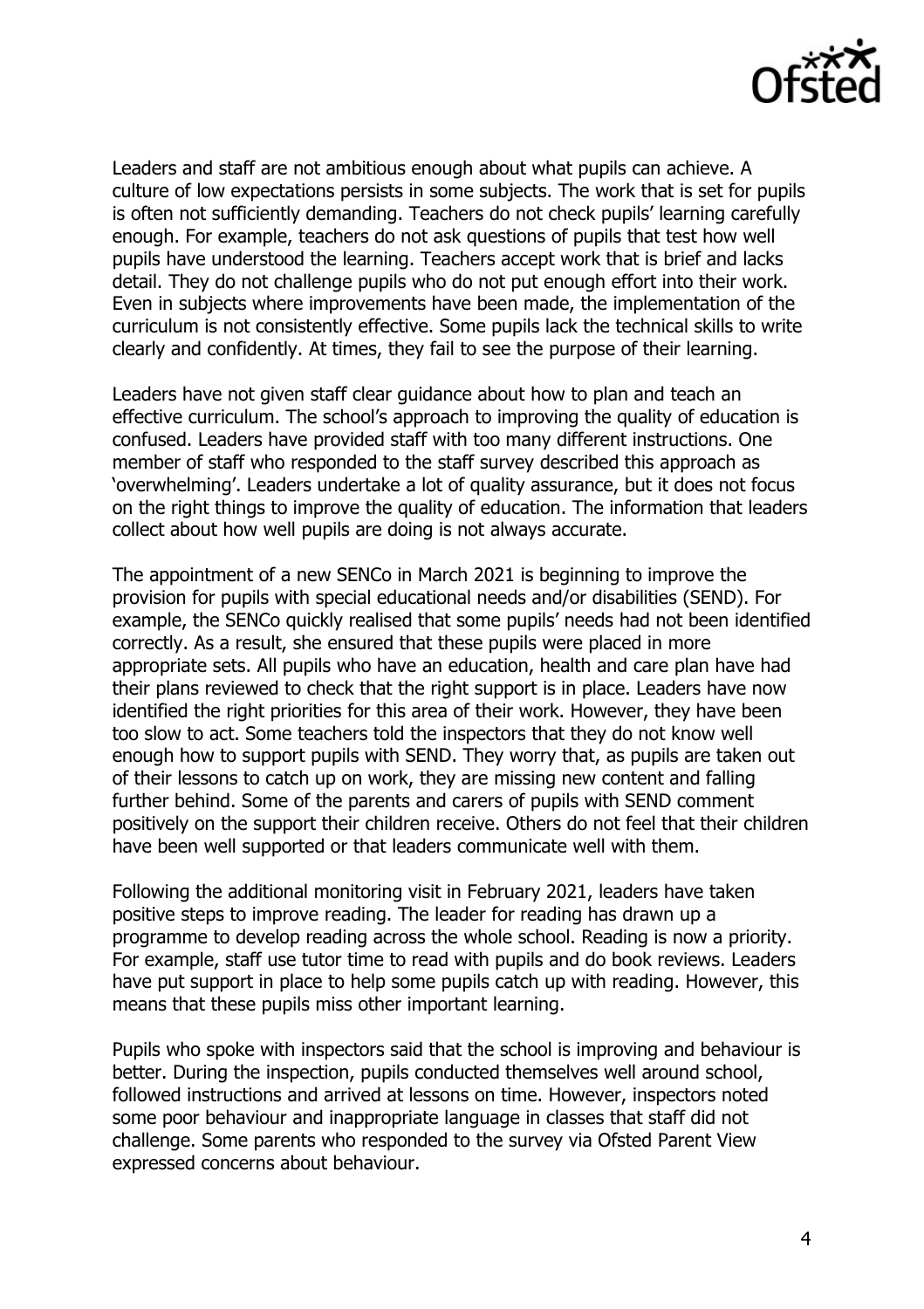Leaders and staff are not ambitious enough about what pupils can achieve. A culture of low expectations persists in some subjects. The work that is set for pupils is often not sufficiently demanding. Teachers do not check pupils' learning carefully enough. For example, teachers do not ask questions of pupils that test how well pupils have understood the learning. Teachers accept work that is brief and lacks detail. They do not challenge pupils who do not put enough effort into their work. Even in subjects where improvements have been made, the implementation of the curriculum is not consistently effective. Some pupils lack the technical skills to write clearly and confidently. At times, they fail to see the purpose of their learning.

Leaders have not given staff clear guidance about how to plan and teach an effective curriculum. The school's approach to improving the quality of education is confused. Leaders have provided staff with too many different instructions. One member of staff who responded to the staff survey described this approach as 'overwhelming'. Leaders undertake a lot of quality assurance, but it does not focus on the right things to improve the quality of education. The information that leaders collect about how well pupils are doing is not always accurate.

The appointment of a new SENCo in March 2021 is beginning to improve the provision for pupils with special educational needs and/or disabilities (SEND). For example, the SENCo quickly realised that some pupils' needs had not been identified correctly. As a result, she ensured that these pupils were placed in more appropriate sets. All pupils who have an education, health and care plan have had their plans reviewed to check that the right support is in place. Leaders have now identified the right priorities for this area of their work. However, they have been too slow to act. Some teachers told the inspectors that they do not know well enough how to support pupils with SEND. They worry that, as pupils are taken out of their lessons to catch up on work, they are missing new content and falling further behind. Some of the parents and carers of pupils with SEND comment positively on the support their children receive. Others do not feel that their children have been well supported or that leaders communicate well with them.

Following the additional monitoring visit in February 2021, leaders have taken positive steps to improve reading. The leader for reading has drawn up a programme to develop reading across the whole school. Reading is now a priority. For example, staff use tutor time to read with pupils and do book reviews. Leaders have put support in place to help some pupils catch up with reading. However, this means that these pupils miss other important learning.

Pupils who spoke with inspectors said that the school is improving and behaviour is better. During the inspection, pupils conducted themselves well around school, followed instructions and arrived at lessons on time. However, inspectors noted some poor behaviour and inappropriate language in classes that staff did not challenge. Some parents who responded to the survey via Ofsted Parent View expressed concerns about behaviour.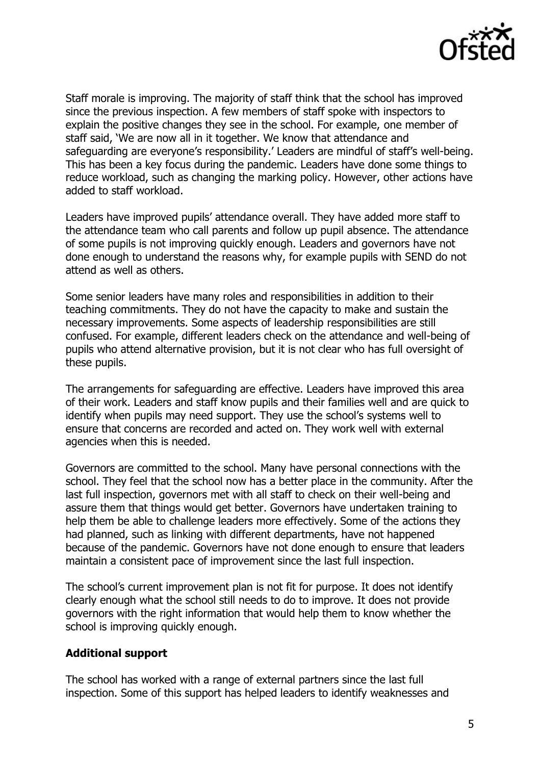Staff morale is improving. The majority of staff think that the school has improved since the previous inspection. A few members of staff spoke with inspectors to explain the positive changes they see in the school. For example, one member of staff said, 'We are now all in it together. We know that attendance and safeguarding are everyone's responsibility.' Leaders are mindful of staff's well-being. This has been a key focus during the pandemic. Leaders have done some things to reduce workload, such as changing the marking policy. However, other actions have added to staff workload.

Leaders have improved pupils' attendance overall. They have added more staff to the attendance team who call parents and follow up pupil absence. The attendance of some pupils is not improving quickly enough. Leaders and governors have not done enough to understand the reasons why, for example pupils with SEND do not attend as well as others.

Some senior leaders have many roles and responsibilities in addition to their teaching commitments. They do not have the capacity to make and sustain the necessary improvements. Some aspects of leadership responsibilities are still confused. For example, different leaders check on the attendance and well-being of pupils who attend alternative provision, but it is not clear who has full oversight of these pupils.

The arrangements for safeguarding are effective. Leaders have improved this area of their work. Leaders and staff know pupils and their families well and are quick to identify when pupils may need support. They use the school's systems well to ensure that concerns are recorded and acted on. They work well with external agencies when this is needed.

Governors are committed to the school. Many have personal connections with the school. They feel that the school now has a better place in the community. After the last full inspection, governors met with all staff to check on their well-being and assure them that things would get better. Governors have undertaken training to help them be able to challenge leaders more effectively. Some of the actions they had planned, such as linking with different departments, have not happened because of the pandemic. Governors have not done enough to ensure that leaders maintain a consistent pace of improvement since the last full inspection.

The school's current improvement plan is not fit for purpose. It does not identify clearly enough what the school still needs to do to improve. It does not provide governors with the right information that would help them to know whether the school is improving quickly enough.

**Additional support**

The school has worked with a range of external partners since the last full inspection. Some of this support has helped leaders to identify weaknesses and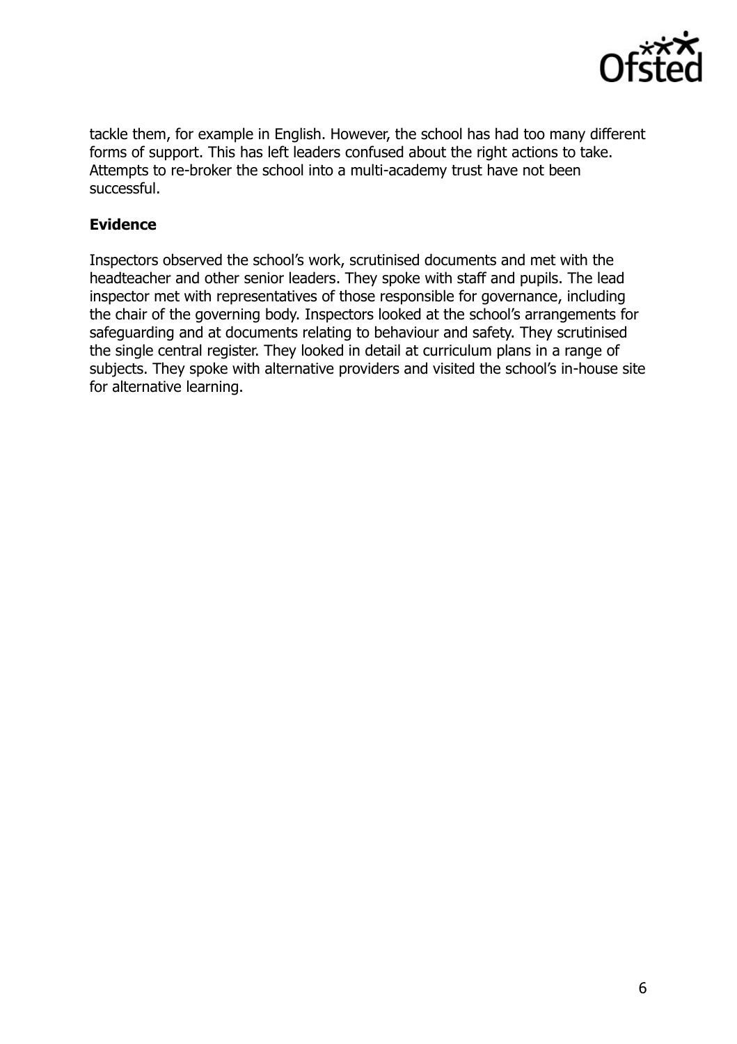tackle them, for example in English. However, the school has had too many different forms of support. This has left leaders confused about the right actions to take. Attempts to re-broker the school into a multi-academy trust have not been successful.

## Evidence

Inspectors observed the school's work, scrutinised documents and met with the headteacher and other senior leaders. They spoke with staff and pupils. The lead inspector met with representatives of those responsible for governance, including the chair of the governing body. Inspectors looked at the school's arrangements for safeguarding and at documents relating to behaviour and safety. They scrutinised the single central register. They looked in detail at curriculum plans in a range of subjects. They spoke with alternative providers and visited the school's in-house site for alternative learning.